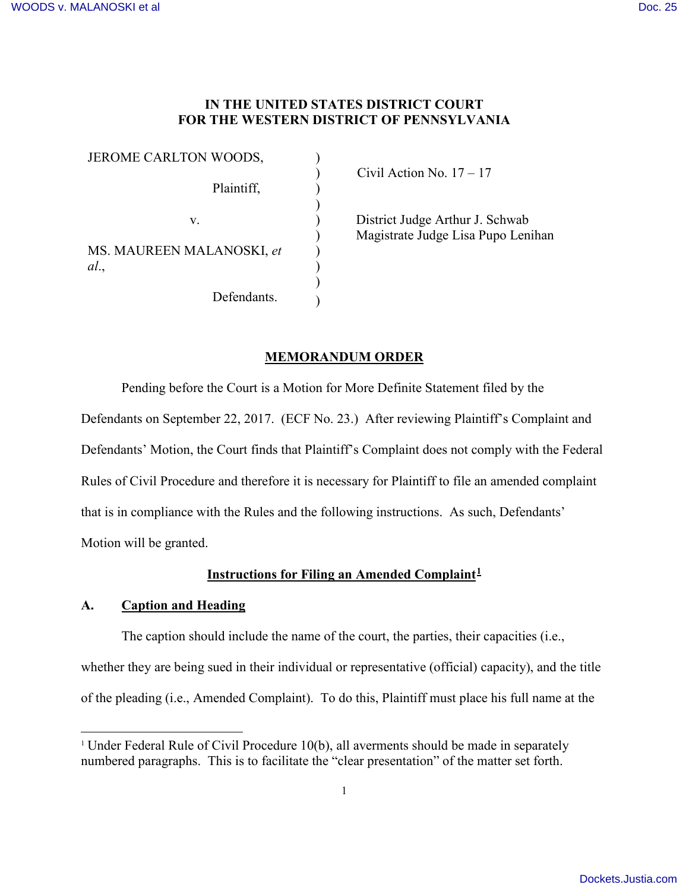**IN THE UNITED STATES DISTRICT COURT**
**FOR THE WESTERN DISTRICT OF PENNSYLVANIA**

| | | |
|---|---|---|
| JEROME CARLTON WOODS, | ) | |
| | ) | Civil Action No. 17 – 17 |
| Plaintiff, | ) | |
| | ) | |
| v. | ) | District Judge Arthur J. Schwab |
| | ) | Magistrate Judge Lisa Pupo Lenihan |
| MS. MAUREEN MALANOSKI, *et al.*, | ) | |
| | ) | |
| | ) | |
| Defendants. | ) | |

## MEMORANDUM ORDER

Pending before the Court is a Motion for More Definite Statement filed by the Defendants on September 22, 2017. (ECF No. 23.) After reviewing Plaintiff's Complaint and Defendants' Motion, the Court finds that Plaintiff's Complaint does not comply with the Federal Rules of Civil Procedure and therefore it is necessary for Plaintiff to file an amended complaint that is in compliance with the Rules and the following instructions. As such, Defendants' Motion will be granted.

## Instructions for Filing an Amended Complaint[1]

### A. Caption and Heading

The caption should include the name of the court, the parties, their capacities (i.e., whether they are being sued in their individual or representative (official) capacity), and the title of the pleading (i.e., Amended Complaint). To do this, Plaintiff must place his full name at the

---

[1] Under Federal Rule of Civil Procedure 10(b), all averments should be made in separately numbered paragraphs. This is to facilitate the "clear presentation" of the matter set forth.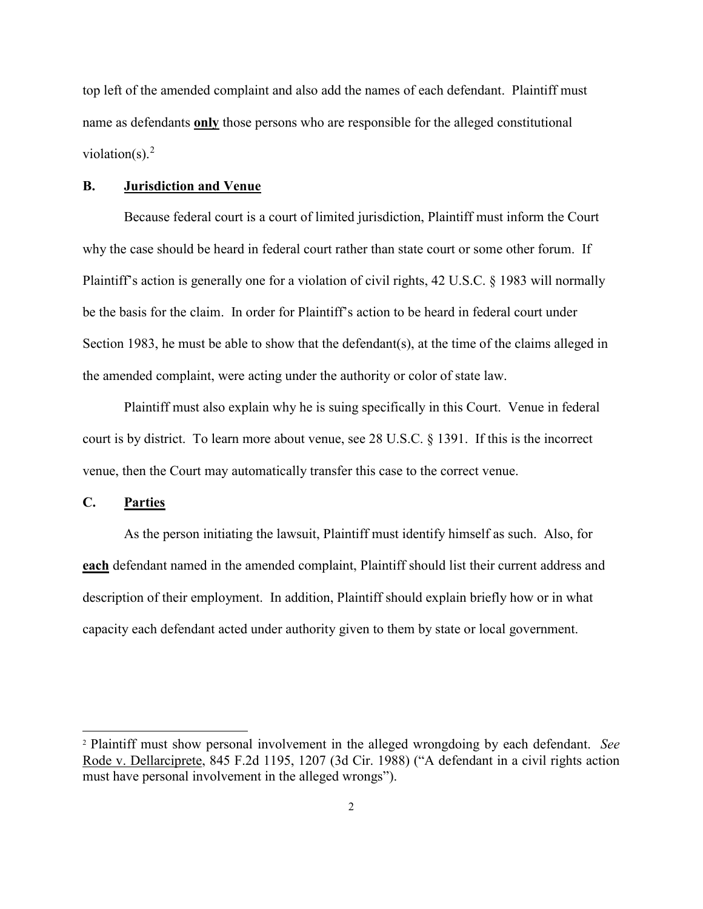top left of the amended complaint and also add the names of each defendant. Plaintiff must name as defendants **only** those persons who are responsible for the alleged constitutional violation(s).[2]

## B. Jurisdiction and Venue

Because federal court is a court of limited jurisdiction, Plaintiff must inform the Court why the case should be heard in federal court rather than state court or some other forum. If Plaintiff's action is generally one for a violation of civil rights, 42 U.S.C. § 1983 will normally be the basis for the claim. In order for Plaintiff's action to be heard in federal court under Section 1983, he must be able to show that the defendant(s), at the time of the claims alleged in the amended complaint, were acting under the authority or color of state law.

Plaintiff must also explain why he is suing specifically in this Court. Venue in federal court is by district. To learn more about venue, see 28 U.S.C. § 1391. If this is the incorrect venue, then the Court may automatically transfer this case to the correct venue.

## C. Parties

As the person initiating the lawsuit, Plaintiff must identify himself as such. Also, for **each** defendant named in the amended complaint, Plaintiff should list their current address and description of their employment. In addition, Plaintiff should explain briefly how or in what capacity each defendant acted under authority given to them by state or local government.

---

[2] Plaintiff must show personal involvement in the alleged wrongdoing by each defendant. *See* Rode v. Dellarciprete, 845 F.2d 1195, 1207 (3d Cir. 1988) ("A defendant in a civil rights action must have personal involvement in the alleged wrongs").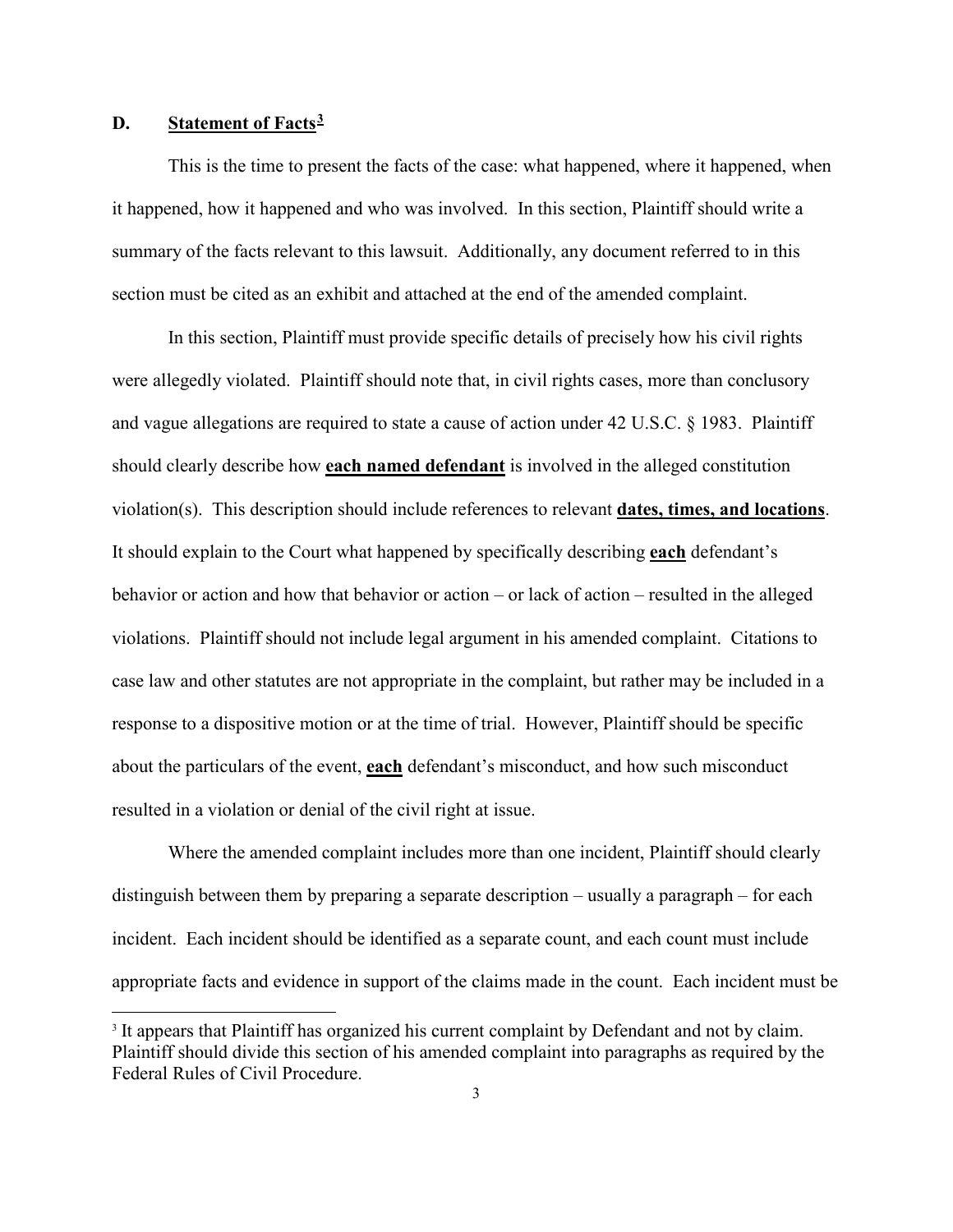## D. Statement of Facts[3]

This is the time to present the facts of the case: what happened, where it happened, when it happened, how it happened and who was involved. In this section, Plaintiff should write a summary of the facts relevant to this lawsuit. Additionally, any document referred to in this section must be cited as an exhibit and attached at the end of the amended complaint.

In this section, Plaintiff must provide specific details of precisely how his civil rights were allegedly violated. Plaintiff should note that, in civil rights cases, more than conclusory and vague allegations are required to state a cause of action under 42 U.S.C. § 1983. Plaintiff should clearly describe how **each named defendant** is involved in the alleged constitution violation(s). This description should include references to relevant **dates, times, and locations**. It should explain to the Court what happened by specifically describing **each** defendant's behavior or action and how that behavior or action – or lack of action – resulted in the alleged violations. Plaintiff should not include legal argument in his amended complaint. Citations to case law and other statutes are not appropriate in the complaint, but rather may be included in a response to a dispositive motion or at the time of trial. However, Plaintiff should be specific about the particulars of the event, **each** defendant's misconduct, and how such misconduct resulted in a violation or denial of the civil right at issue.

Where the amended complaint includes more than one incident, Plaintiff should clearly distinguish between them by preparing a separate description – usually a paragraph – for each incident. Each incident should be identified as a separate count, and each count must include appropriate facts and evidence in support of the claims made in the count. Each incident must be

[3] It appears that Plaintiff has organized his current complaint by Defendant and not by claim. Plaintiff should divide this section of his amended complaint into paragraphs as required by the Federal Rules of Civil Procedure.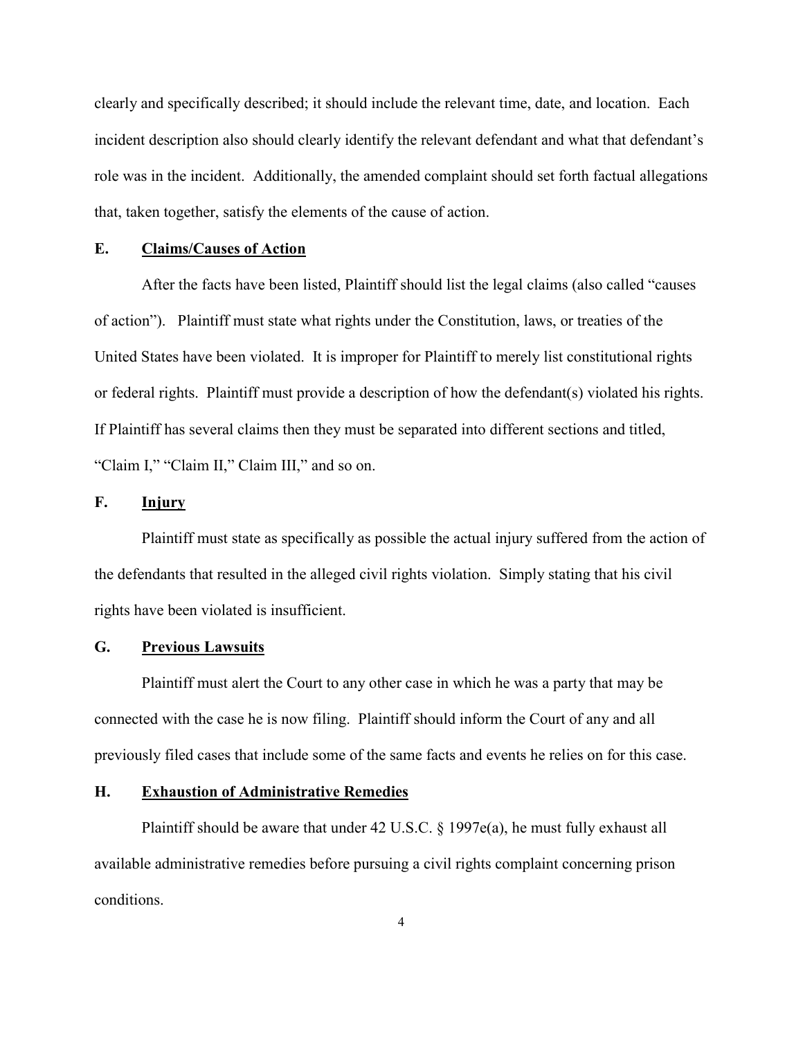clearly and specifically described; it should include the relevant time, date, and location. Each incident description also should clearly identify the relevant defendant and what that defendant's role was in the incident. Additionally, the amended complaint should set forth factual allegations that, taken together, satisfy the elements of the cause of action.

## E. Claims/Causes of Action

After the facts have been listed, Plaintiff should list the legal claims (also called "causes of action"). Plaintiff must state what rights under the Constitution, laws, or treaties of the United States have been violated. It is improper for Plaintiff to merely list constitutional rights or federal rights. Plaintiff must provide a description of how the defendant(s) violated his rights. If Plaintiff has several claims then they must be separated into different sections and titled, "Claim I," "Claim II," Claim III," and so on.

## F. Injury

Plaintiff must state as specifically as possible the actual injury suffered from the action of the defendants that resulted in the alleged civil rights violation. Simply stating that his civil rights have been violated is insufficient.

## G. Previous Lawsuits

Plaintiff must alert the Court to any other case in which he was a party that may be connected with the case he is now filing. Plaintiff should inform the Court of any and all previously filed cases that include some of the same facts and events he relies on for this case.

## H. Exhaustion of Administrative Remedies

Plaintiff should be aware that under 42 U.S.C. § 1997e(a), he must fully exhaust all available administrative remedies before pursuing a civil rights complaint concerning prison conditions.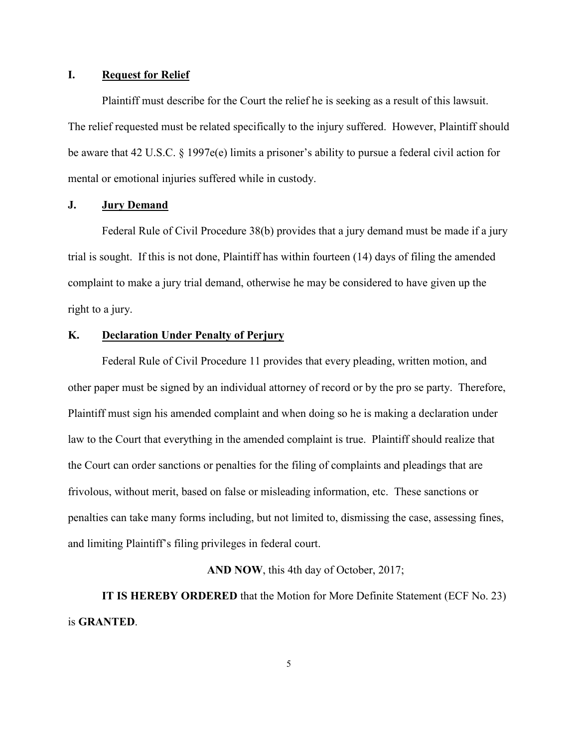### I. Request for Relief

Plaintiff must describe for the Court the relief he is seeking as a result of this lawsuit. The relief requested must be related specifically to the injury suffered. However, Plaintiff should be aware that 42 U.S.C. § 1997e(e) limits a prisoner's ability to pursue a federal civil action for mental or emotional injuries suffered while in custody.

### J. Jury Demand

Federal Rule of Civil Procedure 38(b) provides that a jury demand must be made if a jury trial is sought. If this is not done, Plaintiff has within fourteen (14) days of filing the amended complaint to make a jury trial demand, otherwise he may be considered to have given up the right to a jury.

### K. Declaration Under Penalty of Perjury

Federal Rule of Civil Procedure 11 provides that every pleading, written motion, and other paper must be signed by an individual attorney of record or by the pro se party. Therefore, Plaintiff must sign his amended complaint and when doing so he is making a declaration under law to the Court that everything in the amended complaint is true. Plaintiff should realize that the Court can order sanctions or penalties for the filing of complaints and pleadings that are frivolous, without merit, based on false or misleading information, etc. These sanctions or penalties can take many forms including, but not limited to, dismissing the case, assessing fines, and limiting Plaintiff's filing privileges in federal court.

**AND NOW**, this 4th day of October, 2017;

**IT IS HEREBY ORDERED** that the Motion for More Definite Statement (ECF No. 23) is **GRANTED**.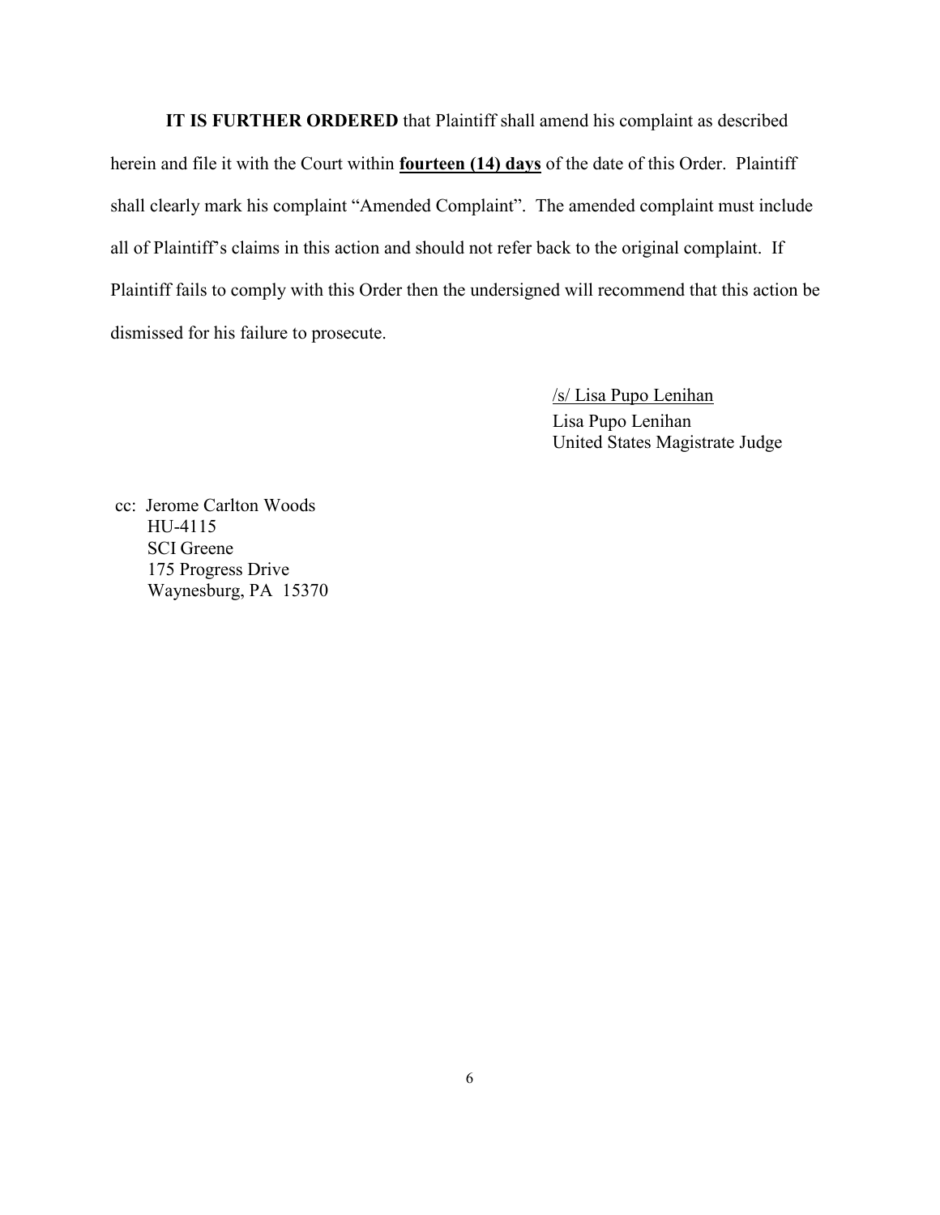**IT IS FURTHER ORDERED** that Plaintiff shall amend his complaint as described herein and file it with the Court within **fourteen (14) days** of the date of this Order. Plaintiff shall clearly mark his complaint "Amended Complaint". The amended complaint must include all of Plaintiff's claims in this action and should not refer back to the original complaint. If Plaintiff fails to comply with this Order then the undersigned will recommend that this action be dismissed for his failure to prosecute.

/s/ Lisa Pupo Lenihan
Lisa Pupo Lenihan
United States Magistrate Judge

cc: Jerome Carlton Woods
HU-4115
SCI Greene
175 Progress Drive
Waynesburg, PA 15370